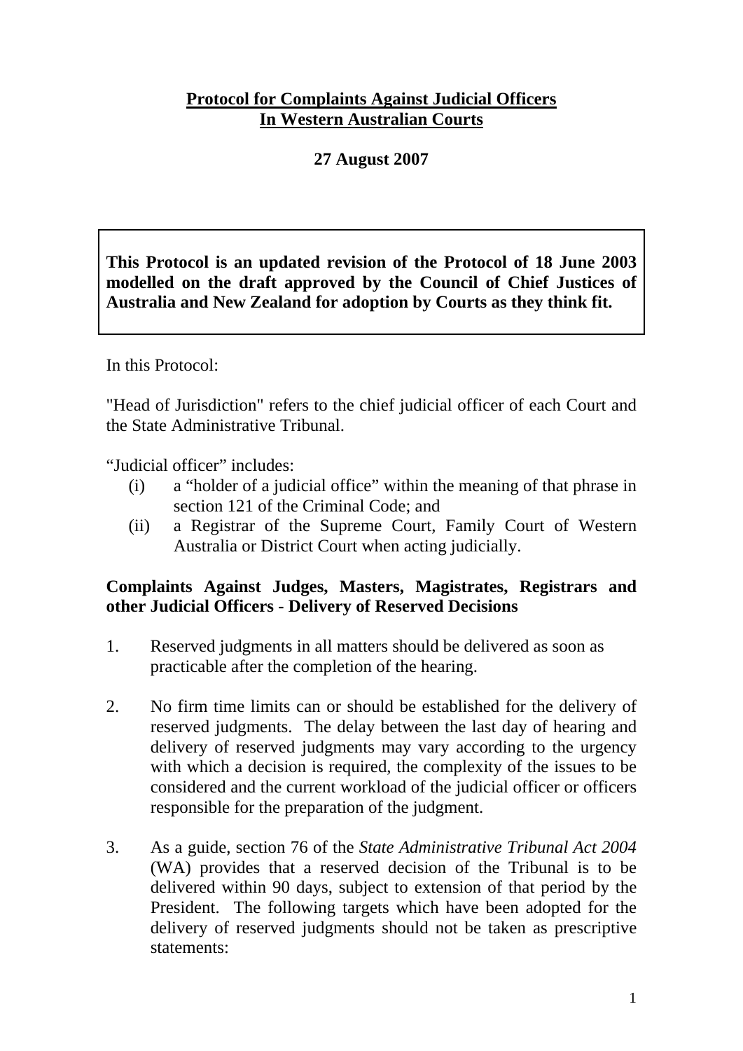# Protocol for Complaints Against Judicial Officers In Western Australian Courts

**27 August 2007**

> **This Protocol is an updated revision of the Protocol of 18 June 2003 modelled on the draft approved by the Council of Chief Justices of Australia and New Zealand for adoption by Courts as they think fit.**

In this Protocol:

"Head of Jurisdiction" refers to the chief judicial officer of each Court and the State Administrative Tribunal.

"Judicial officer" includes:

- (i) a "holder of a judicial office" within the meaning of that phrase in section 121 of the Criminal Code; and
- (ii) a Registrar of the Supreme Court, Family Court of Western Australia or District Court when acting judicially.

## Complaints Against Judges, Masters, Magistrates, Registrars and other Judicial Officers - Delivery of Reserved Decisions

1. Reserved judgments in all matters should be delivered as soon as practicable after the completion of the hearing.

2. No firm time limits can or should be established for the delivery of reserved judgments. The delay between the last day of hearing and delivery of reserved judgments may vary according to the urgency with which a decision is required, the complexity of the issues to be considered and the current workload of the judicial officer or officers responsible for the preparation of the judgment.

3. As a guide, section 76 of the *State Administrative Tribunal Act 2004* (WA) provides that a reserved decision of the Tribunal is to be delivered within 90 days, subject to extension of that period by the President. The following targets which have been adopted for the delivery of reserved judgments should not be taken as prescriptive statements: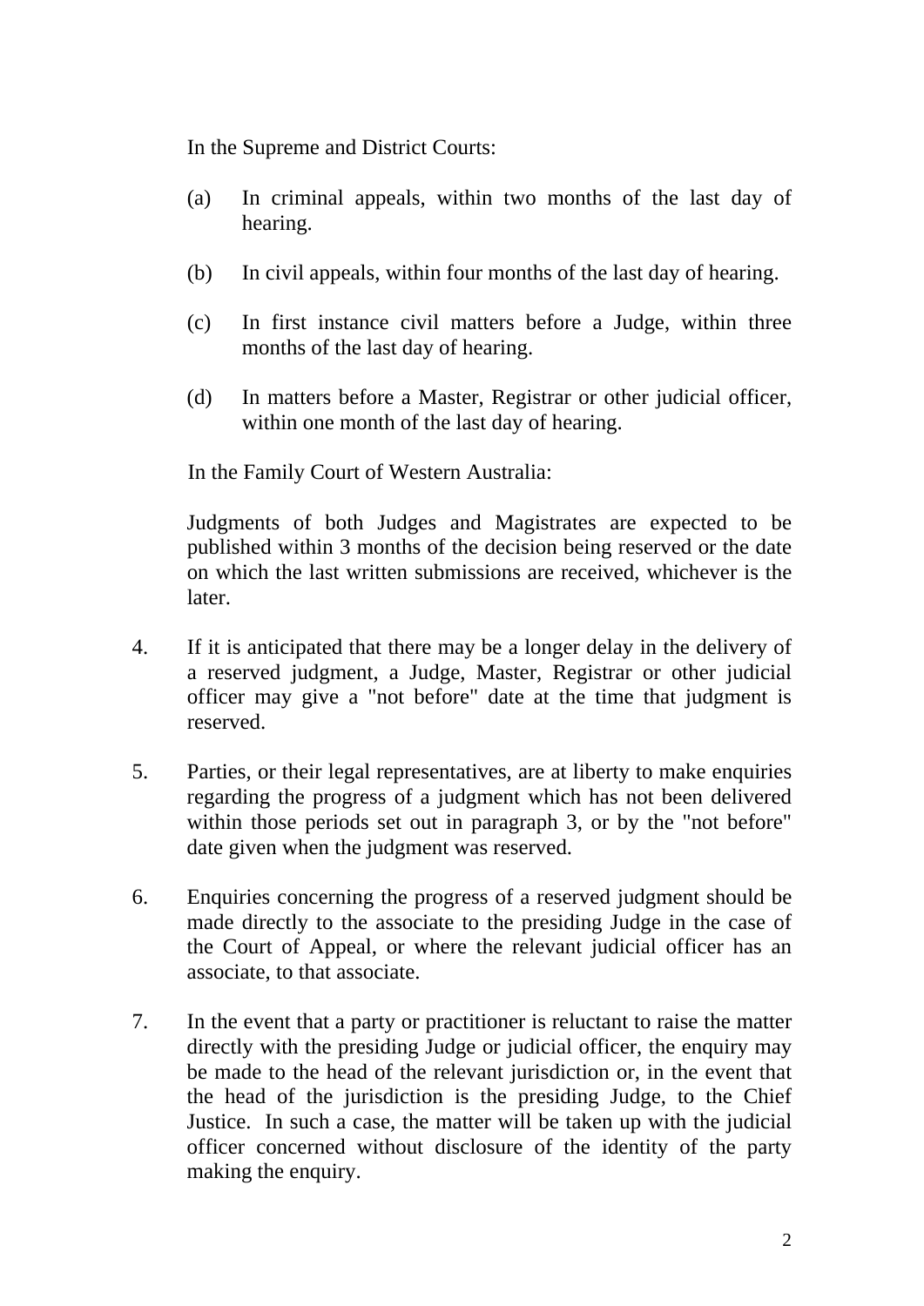In the Supreme and District Courts:

(a) In criminal appeals, within two months of the last day of hearing.

(b) In civil appeals, within four months of the last day of hearing.

(c) In first instance civil matters before a Judge, within three months of the last day of hearing.

(d) In matters before a Master, Registrar or other judicial officer, within one month of the last day of hearing.

In the Family Court of Western Australia:

Judgments of both Judges and Magistrates are expected to be published within 3 months of the decision being reserved or the date on which the last written submissions are received, whichever is the later.

4. If it is anticipated that there may be a longer delay in the delivery of a reserved judgment, a Judge, Master, Registrar or other judicial officer may give a "not before" date at the time that judgment is reserved.

5. Parties, or their legal representatives, are at liberty to make enquiries regarding the progress of a judgment which has not been delivered within those periods set out in paragraph 3, or by the "not before" date given when the judgment was reserved.

6. Enquiries concerning the progress of a reserved judgment should be made directly to the associate to the presiding Judge in the case of the Court of Appeal, or where the relevant judicial officer has an associate, to that associate.

7. In the event that a party or practitioner is reluctant to raise the matter directly with the presiding Judge or judicial officer, the enquiry may be made to the head of the relevant jurisdiction or, in the event that the head of the jurisdiction is the presiding Judge, to the Chief Justice. In such a case, the matter will be taken up with the judicial officer concerned without disclosure of the identity of the party making the enquiry.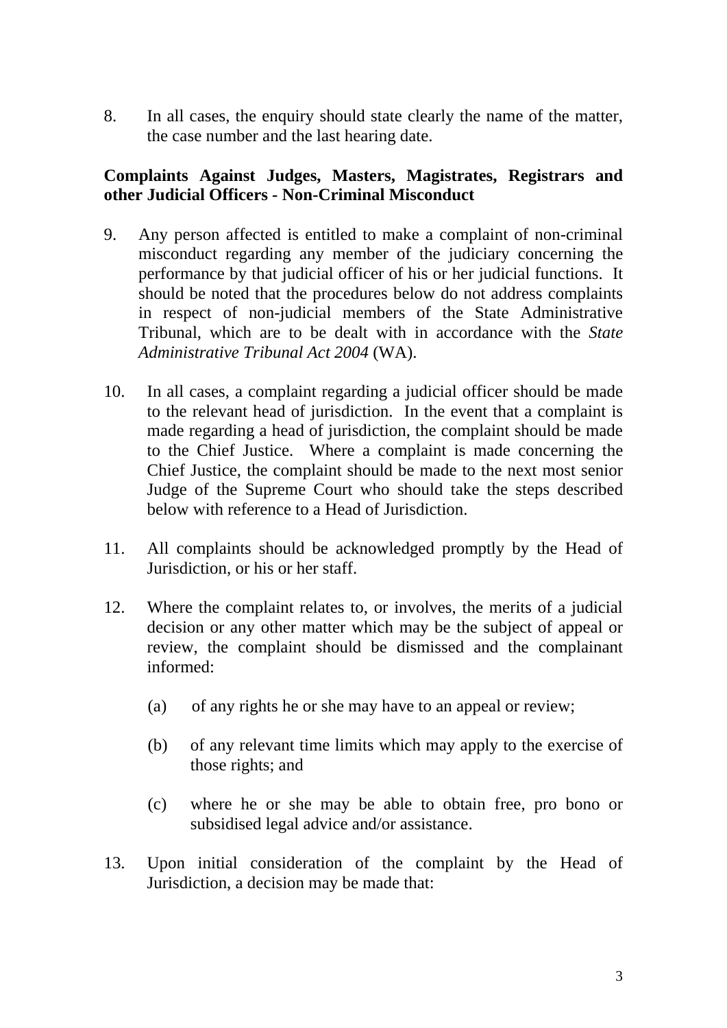8. In all cases, the enquiry should state clearly the name of the matter, the case number and the last hearing date.

**Complaints Against Judges, Masters, Magistrates, Registrars and other Judicial Officers - Non-Criminal Misconduct**

9. Any person affected is entitled to make a complaint of non-criminal misconduct regarding any member of the judiciary concerning the performance by that judicial officer of his or her judicial functions. It should be noted that the procedures below do not address complaints in respect of non-judicial members of the State Administrative Tribunal, which are to be dealt with in accordance with the *State Administrative Tribunal Act 2004* (WA).

10. In all cases, a complaint regarding a judicial officer should be made to the relevant head of jurisdiction. In the event that a complaint is made regarding a head of jurisdiction, the complaint should be made to the Chief Justice. Where a complaint is made concerning the Chief Justice, the complaint should be made to the next most senior Judge of the Supreme Court who should take the steps described below with reference to a Head of Jurisdiction.

11. All complaints should be acknowledged promptly by the Head of Jurisdiction, or his or her staff.

12. Where the complaint relates to, or involves, the merits of a judicial decision or any other matter which may be the subject of appeal or review, the complaint should be dismissed and the complainant informed:

    (a) of any rights he or she may have to an appeal or review;

    (b) of any relevant time limits which may apply to the exercise of those rights; and

    (c) where he or she may be able to obtain free, pro bono or subsidised legal advice and/or assistance.

13. Upon initial consideration of the complaint by the Head of Jurisdiction, a decision may be made that: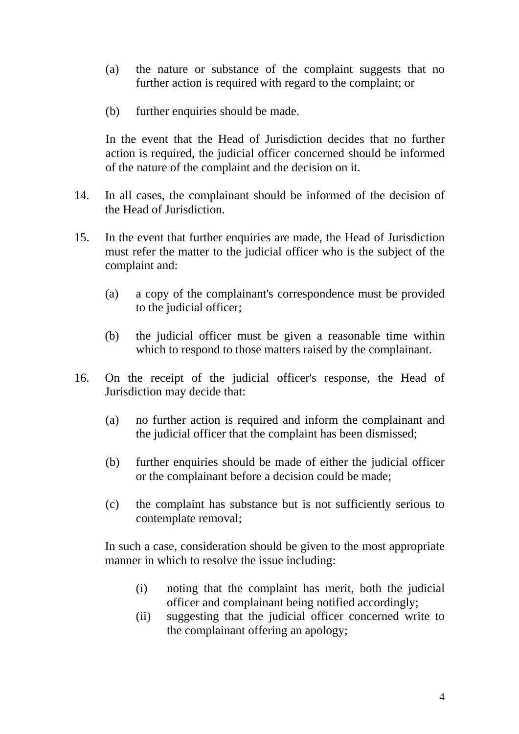(a) the nature or substance of the complaint suggests that no further action is required with regard to the complaint; or

(b) further enquiries should be made.

In the event that the Head of Jurisdiction decides that no further action is required, the judicial officer concerned should be informed of the nature of the complaint and the decision on it.

14. In all cases, the complainant should be informed of the decision of the Head of Jurisdiction.

15. In the event that further enquiries are made, the Head of Jurisdiction must refer the matter to the judicial officer who is the subject of the complaint and:

    (a) a copy of the complainant's correspondence must be provided to the judicial officer;

    (b) the judicial officer must be given a reasonable time within which to respond to those matters raised by the complainant.

16. On the receipt of the judicial officer's response, the Head of Jurisdiction may decide that:

    (a) no further action is required and inform the complainant and the judicial officer that the complaint has been dismissed;

    (b) further enquiries should be made of either the judicial officer or the complainant before a decision could be made;

    (c) the complaint has substance but is not sufficiently serious to contemplate removal;

    In such a case, consideration should be given to the most appropriate manner in which to resolve the issue including:

    (i) noting that the complaint has merit, both the judicial officer and complainant being notified accordingly;
    (ii) suggesting that the judicial officer concerned write to the complainant offering an apology;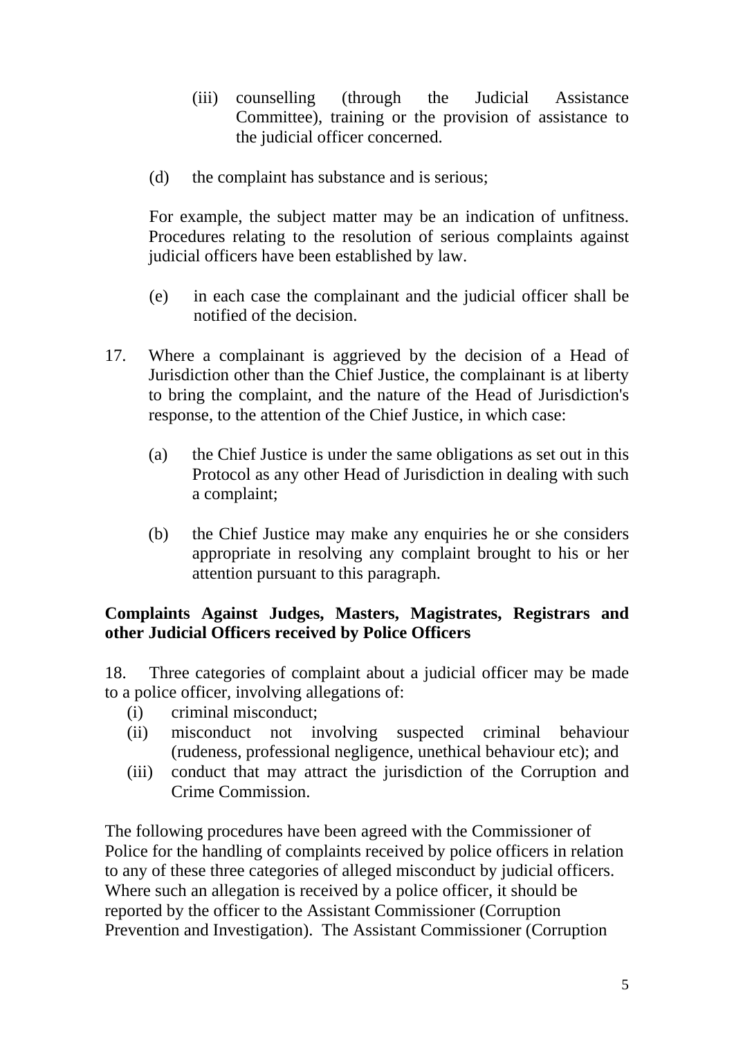(iii) counselling (through the Judicial Assistance Committee), training or the provision of assistance to the judicial officer concerned.

(d) the complaint has substance and is serious;

For example, the subject matter may be an indication of unfitness. Procedures relating to the resolution of serious complaints against judicial officers have been established by law.

(e) in each case the complainant and the judicial officer shall be notified of the decision.

17. Where a complainant is aggrieved by the decision of a Head of Jurisdiction other than the Chief Justice, the complainant is at liberty to bring the complaint, and the nature of the Head of Jurisdiction's response, to the attention of the Chief Justice, in which case:

   (a) the Chief Justice is under the same obligations as set out in this Protocol as any other Head of Jurisdiction in dealing with such a complaint;

   (b) the Chief Justice may make any enquiries he or she considers appropriate in resolving any complaint brought to his or her attention pursuant to this paragraph.

**Complaints Against Judges, Masters, Magistrates, Registrars and other Judicial Officers received by Police Officers**

18. Three categories of complaint about a judicial officer may be made to a police officer, involving allegations of:

   (i) criminal misconduct;
   (ii) misconduct not involving suspected criminal behaviour (rudeness, professional negligence, unethical behaviour etc); and
   (iii) conduct that may attract the jurisdiction of the Corruption and Crime Commission.

The following procedures have been agreed with the Commissioner of Police for the handling of complaints received by police officers in relation to any of these three categories of alleged misconduct by judicial officers. Where such an allegation is received by a police officer, it should be reported by the officer to the Assistant Commissioner (Corruption Prevention and Investigation). The Assistant Commissioner (Corruption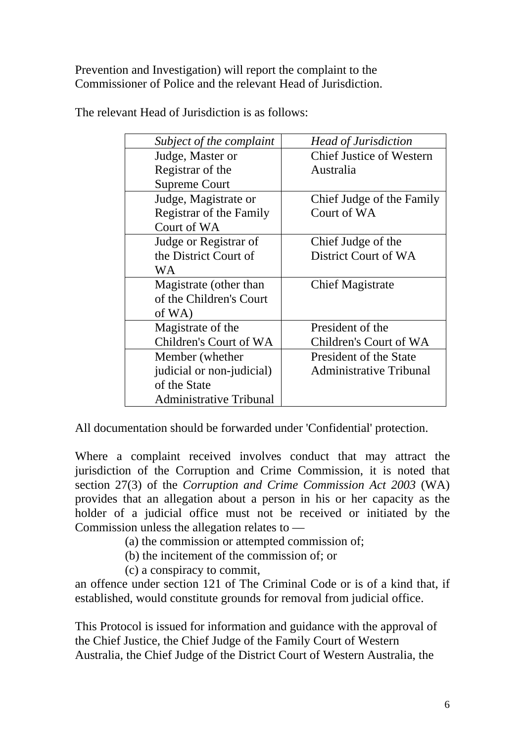Prevention and Investigation) will report the complaint to the Commissioner of Police and the relevant Head of Jurisdiction.

The relevant Head of Jurisdiction is as follows:

| *Subject of the complaint* | *Head of Jurisdiction* |
|---|---|
| Judge, Master or Registrar of the Supreme Court | Chief Justice of Western Australia |
| Judge, Magistrate or Registrar of the Family Court of WA | Chief Judge of the Family Court of WA |
| Judge or Registrar of the District Court of WA | Chief Judge of the District Court of WA |
| Magistrate (other than of the Children's Court of WA) | Chief Magistrate |
| Magistrate of the Children's Court of WA | President of the Children's Court of WA |
| Member (whether judicial or non-judicial) of the State Administrative Tribunal | President of the State Administrative Tribunal |

All documentation should be forwarded under 'Confidential' protection.

Where a complaint received involves conduct that may attract the jurisdiction of the Corruption and Crime Commission, it is noted that section 27(3) of the *Corruption and Crime Commission Act 2003* (WA) provides that an allegation about a person in his or her capacity as the holder of a judicial office must not be received or initiated by the Commission unless the allegation relates to —

(a) the commission or attempted commission of;

(b) the incitement of the commission of; or

(c) a conspiracy to commit,

an offence under section 121 of The Criminal Code or is of a kind that, if established, would constitute grounds for removal from judicial office.

This Protocol is issued for information and guidance with the approval of the Chief Justice, the Chief Judge of the Family Court of Western Australia, the Chief Judge of the District Court of Western Australia, the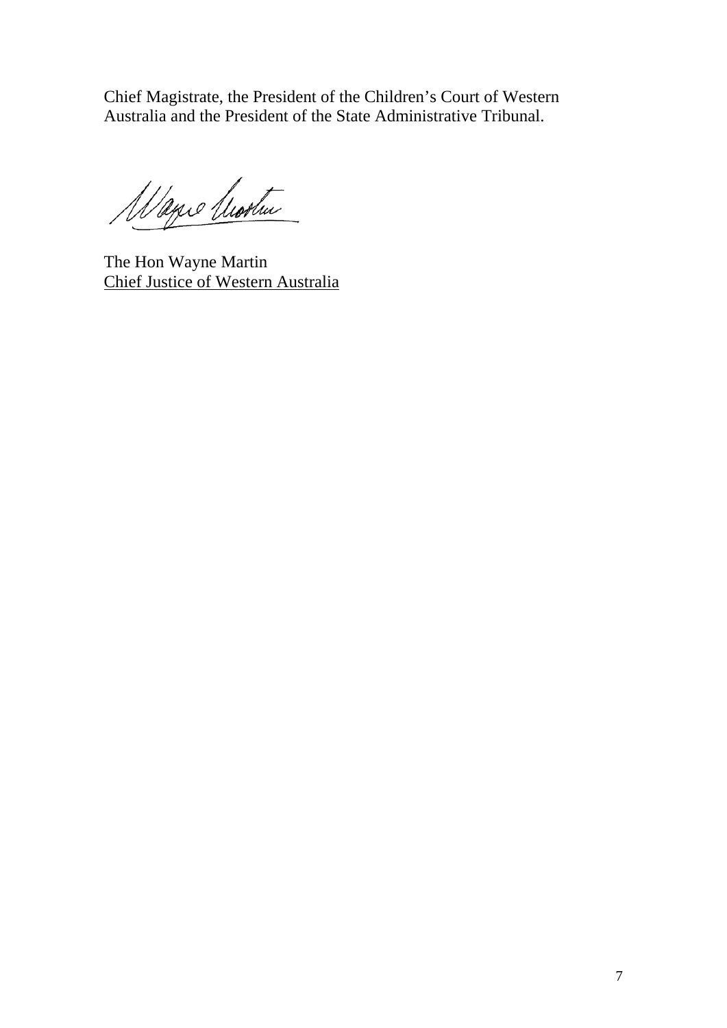Chief Magistrate, the President of the Children's Court of Western Australia and the President of the State Administrative Tribunal.

The Hon Wayne Martin
Chief Justice of Western Australia